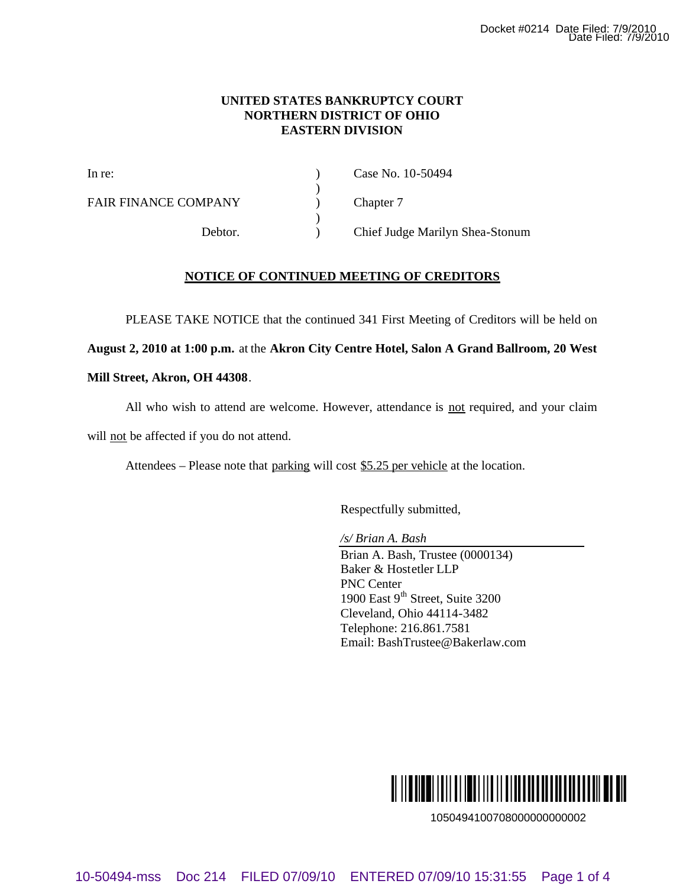UNITED STATES BANKRUPTCY COURT
NORTHERN DISTRICT OF OHIO
EASTERN DIVISION

| | | |
|---|---|---|
| In re: | ) | Case No. 10-50494 |
| | ) | |
| FAIR FINANCE COMPANY | ) | Chapter 7 |
| | ) | |
| Debtor. | ) | Chief Judge Marilyn Shea-Stonum |

## NOTICE OF CONTINUED MEETING OF CREDITORS

PLEASE TAKE NOTICE that the continued 341 First Meeting of Creditors will be held on **August 2, 2010 at 1:00 p.m.** at the **Akron City Centre Hotel, Salon A Grand Ballroom, 20 West Mill Street, Akron, OH 44308**.

All who wish to attend are welcome. However, attendance is not required, and your claim will not be affected if you do not attend.

Attendees – Please note that parking will cost $5.25 per vehicle at the location.

Respectfully submitted,

*/s/ Brian A. Bash*
Brian A. Bash, Trustee (0000134)
Baker & Hostetler LLP
PNC Center
1900 East 9th Street, Suite 3200
Cleveland, Ohio 44114-3482
Telephone: 216.861.7581
Email: BashTrustee@Bakerlaw.com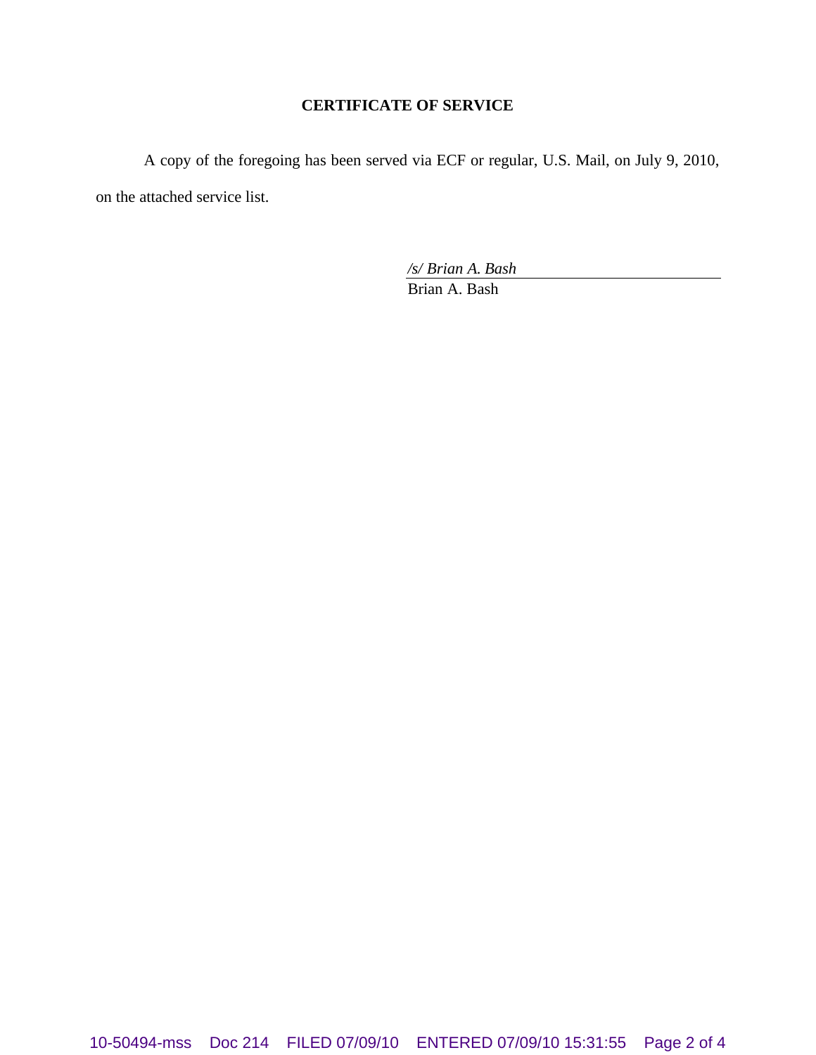**CERTIFICATE OF SERVICE**

A copy of the foregoing has been served via ECF or regular, U.S. Mail, on July 9, 2010, on the attached service list.

*/s/ Brian A. Bash*
Brian A. Bash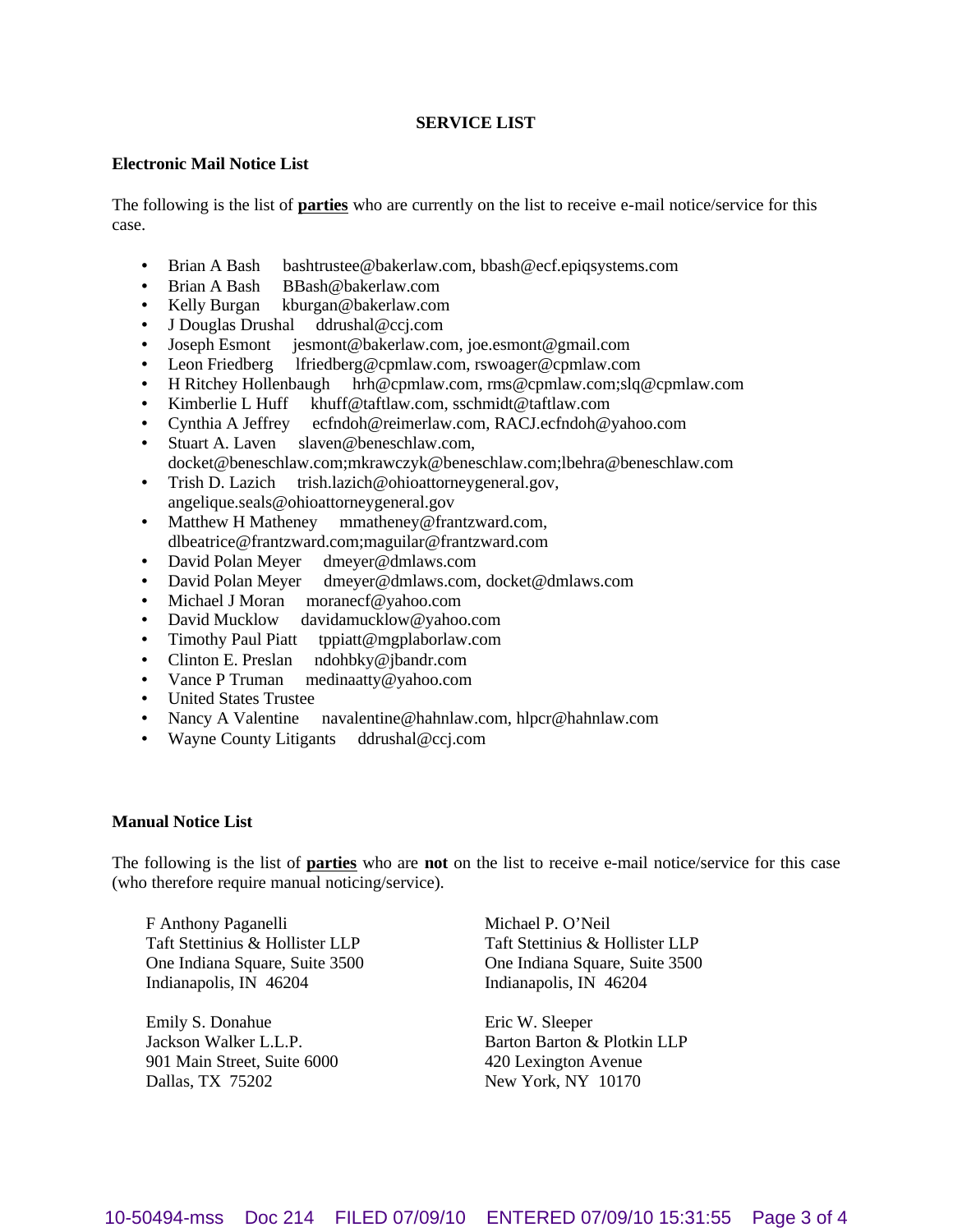**SERVICE LIST**

**Electronic Mail Notice List**

The following is the list of **parties** who are currently on the list to receive e-mail notice/service for this case.

- Brian A Bash bashtrustee@bakerlaw.com, bbash@ecf.epiqsystems.com
- Brian A Bash BBash@bakerlaw.com
- Kelly Burgan kburgan@bakerlaw.com
- J Douglas Drushal ddrushal@ccj.com
- Joseph Esmont jesmont@bakerlaw.com, joe.esmont@gmail.com
- Leon Friedberg lfriedberg@cpmlaw.com, rswoager@cpmlaw.com
- H Ritchey Hollenbaugh hrh@cpmlaw.com, rms@cpmlaw.com;slq@cpmlaw.com
- Kimberlie L Huff khuff@taftlaw.com, sschmidt@taftlaw.com
- Cynthia A Jeffrey ecfndoh@reimerlaw.com, RACJ.ecfndoh@yahoo.com
- Stuart A. Laven slaven@beneschlaw.com, docket@beneschlaw.com;mkrawczyk@beneschlaw.com;lbehra@beneschlaw.com
- Trish D. Lazich trish.lazich@ohioattorneygeneral.gov, angelique.seals@ohioattorneygeneral.gov
- Matthew H Matheney mmatheney@frantzward.com, dlbeatrice@frantzward.com;maguilar@frantzward.com
- David Polan Meyer dmeyer@dmlaws.com
- David Polan Meyer dmeyer@dmlaws.com, docket@dmlaws.com
- Michael J Moran moranecf@yahoo.com
- David Mucklow davidamucklow@yahoo.com
- Timothy Paul Piatt tppiatt@mgplaborlaw.com
- Clinton E. Preslan ndohbky@jbandr.com
- Vance P Truman medinaatty@yahoo.com
- United States Trustee
- Nancy A Valentine navalentine@hahnlaw.com, hlpcr@hahnlaw.com
- Wayne County Litigants ddrushal@ccj.com

**Manual Notice List**

The following is the list of **parties** who are **not** on the list to receive e-mail notice/service for this case (who therefore require manual noticing/service).

F Anthony Paganelli
Taft Stettinius & Hollister LLP
One Indiana Square, Suite 3500
Indianapolis, IN 46204

Michael P. O'Neil
Taft Stettinius & Hollister LLP
One Indiana Square, Suite 3500
Indianapolis, IN 46204

Emily S. Donahue
Jackson Walker L.L.P.
901 Main Street, Suite 6000
Dallas, TX 75202

Eric W. Sleeper
Barton Barton & Plotkin LLP
420 Lexington Avenue
New York, NY 10170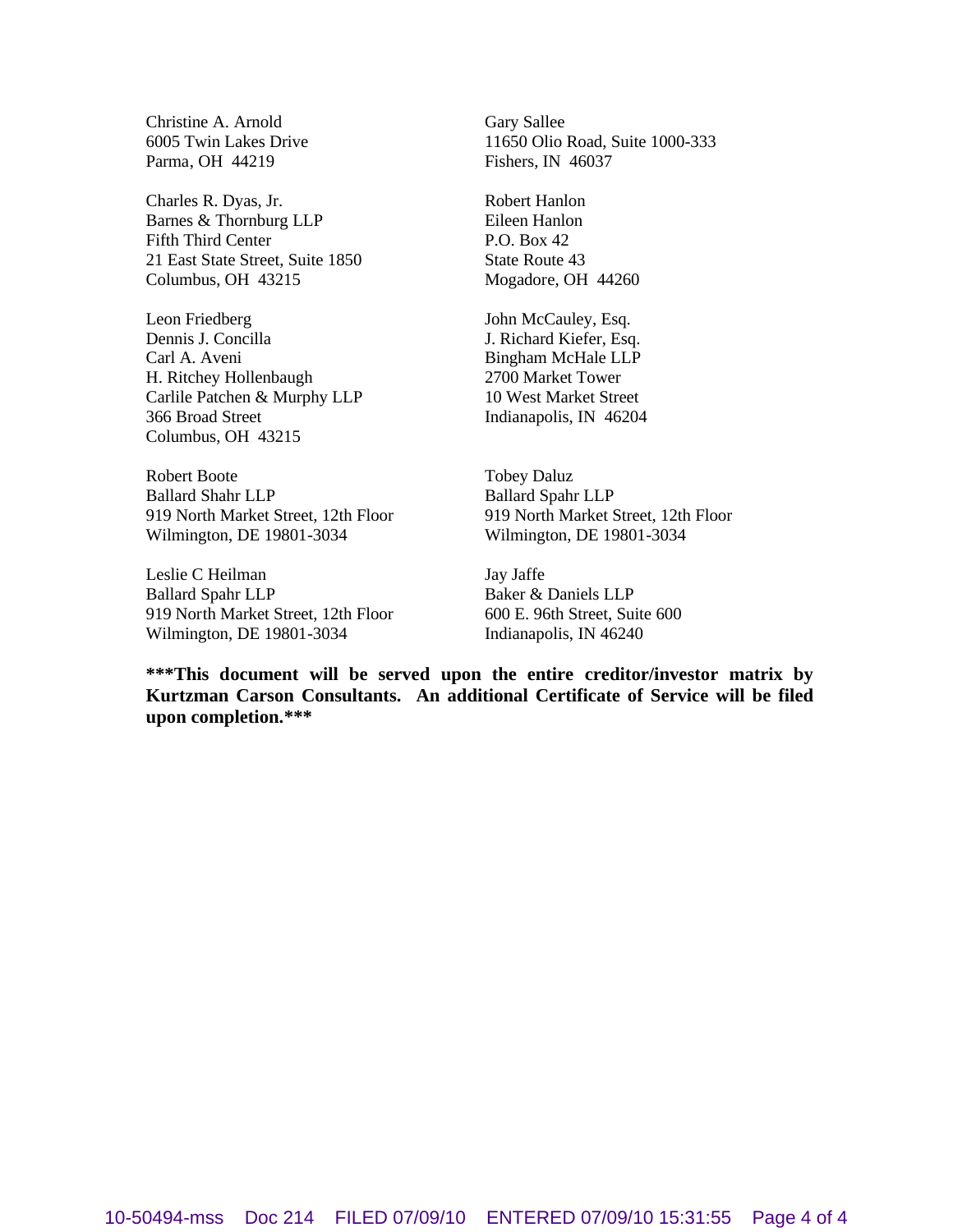Christine A. Arnold
6005 Twin Lakes Drive
Parma, OH 44219

Gary Sallee
11650 Olio Road, Suite 1000-333
Fishers, IN 46037

Charles R. Dyas, Jr.
Barnes & Thornburg LLP
Fifth Third Center
21 East State Street, Suite 1850
Columbus, OH 43215

Robert Hanlon
Eileen Hanlon
P.O. Box 42
State Route 43
Mogadore, OH 44260

Leon Friedberg
Dennis J. Concilla
Carl A. Aveni
H. Ritchey Hollenbaugh
Carlile Patchen & Murphy LLP
366 Broad Street
Columbus, OH 43215

John McCauley, Esq.
J. Richard Kiefer, Esq.
Bingham McHale LLP
2700 Market Tower
10 West Market Street
Indianapolis, IN 46204

Robert Boote
Ballard Shahr LLP
919 North Market Street, 12th Floor
Wilmington, DE 19801-3034

Tobey Daluz
Ballard Spahr LLP
919 North Market Street, 12th Floor
Wilmington, DE 19801-3034

Leslie C Heilman
Ballard Spahr LLP
919 North Market Street, 12th Floor
Wilmington, DE 19801-3034

Jay Jaffe
Baker & Daniels LLP
600 E. 96th Street, Suite 600
Indianapolis, IN 46240

**\*\*\*This document will be served upon the entire creditor/investor matrix by Kurtzman Carson Consultants. An additional Certificate of Service will be filed upon completion.\*\*\***